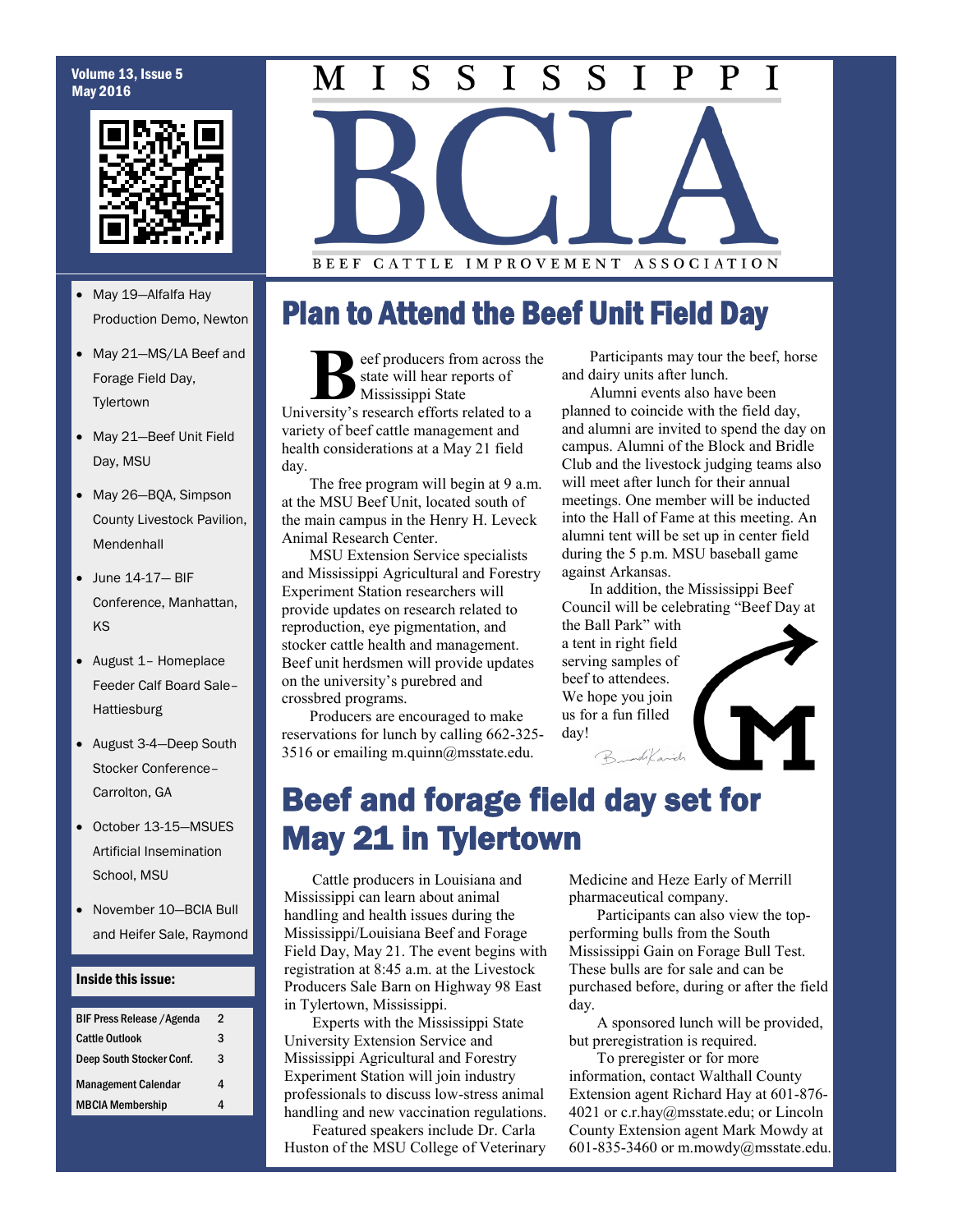Volume 13, Issue 5
May 2016

# MISSISSIPPI BCIA

BEEF CATTLE IMPROVEMENT ASSOCIATION

- May 19—Alfalfa Hay Production Demo, Newton
- May 21—MS/LA Beef and Forage Field Day, Tylertown
- May 21—Beef Unit Field Day, MSU
- May 26—BQA, Simpson County Livestock Pavilion, Mendenhall
- June 14-17— BIF Conference, Manhattan, KS
- August 1– Homeplace Feeder Calf Board Sale– Hattiesburg
- August 3-4—Deep South Stocker Conference– Carrolton, GA
- October 13-15—MSUES Artificial Insemination School, MSU
- November 10—BCIA Bull and Heifer Sale, Raymond

**Inside this issue:**

| | |
|---|---|
| BIF Press Release /Agenda | 2 |
| Cattle Outlook | 3 |
| Deep South Stocker Conf. | 3 |
| Management Calendar | 4 |
| MBCIA Membership | 4 |

## Plan to Attend the Beef Unit Field Day

Beef producers from across the state will hear reports of Mississippi State University's research efforts related to a variety of beef cattle management and health considerations at a May 21 field day.

The free program will begin at 9 a.m. at the MSU Beef Unit, located south of the main campus in the Henry H. Leveck Animal Research Center.

MSU Extension Service specialists and Mississippi Agricultural and Forestry Experiment Station researchers will provide updates on research related to reproduction, eye pigmentation, and stocker cattle health and management. Beef unit herdsmen will provide updates on the university's purebred and crossbred programs.

Producers are encouraged to make reservations for lunch by calling 662-325-3516 or emailing m.quinn@msstate.edu.

Participants may tour the beef, horse and dairy units after lunch.

Alumni events also have been planned to coincide with the field day, and alumni are invited to spend the day on campus. Alumni of the Block and Bridle Club and the livestock judging teams also will meet after lunch for their annual meetings. One member will be inducted into the Hall of Fame at this meeting. An alumni tent will be set up in center field during the 5 p.m. MSU baseball game against Arkansas.

In addition, the Mississippi Beef Council will be celebrating "Beef Day at the Ball Park" with a tent in right field serving samples of beef to attendees. We hope you join us for a fun filled day!

Brandi Karisch

## Beef and forage field day set for May 21 in Tylertown

Cattle producers in Louisiana and Mississippi can learn about animal handling and health issues during the Mississippi/Louisiana Beef and Forage Field Day, May 21. The event begins with registration at 8:45 a.m. at the Livestock Producers Sale Barn on Highway 98 East in Tylertown, Mississippi.

Experts with the Mississippi State University Extension Service and Mississippi Agricultural and Forestry Experiment Station will join industry professionals to discuss low-stress animal handling and new vaccination regulations.

Featured speakers include Dr. Carla Huston of the MSU College of Veterinary Medicine and Heze Early of Merrill pharmaceutical company.

Participants can also view the top-performing bulls from the South Mississippi Gain on Forage Bull Test. These bulls are for sale and can be purchased before, during or after the field day.

A sponsored lunch will be provided, but preregistration is required.

To preregister or for more information, contact Walthall County Extension agent Richard Hay at 601-876-4021 or c.r.hay@msstate.edu; or Lincoln County Extension agent Mark Mowdy at 601-835-3460 or m.mowdy@msstate.edu.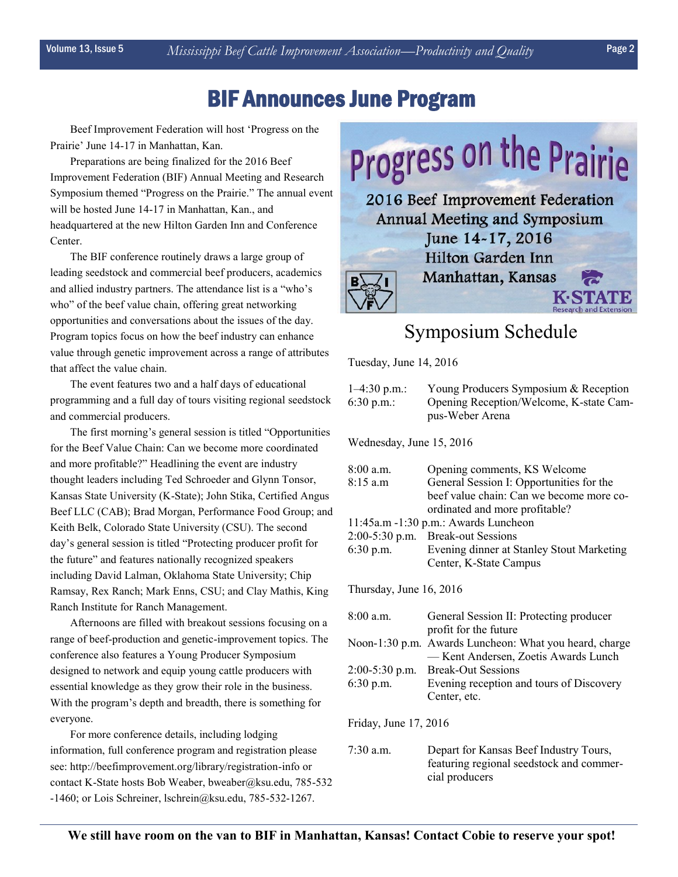# BIF Announces June Program

Beef Improvement Federation will host 'Progress on the Prairie' June 14-17 in Manhattan, Kan.

Preparations are being finalized for the 2016 Beef Improvement Federation (BIF) Annual Meeting and Research Symposium themed "Progress on the Prairie." The annual event will be hosted June 14-17 in Manhattan, Kan., and headquartered at the new Hilton Garden Inn and Conference Center.

The BIF conference routinely draws a large group of leading seedstock and commercial beef producers, academics and allied industry partners. The attendance list is a "who's who" of the beef value chain, offering great networking opportunities and conversations about the issues of the day. Program topics focus on how the beef industry can enhance value through genetic improvement across a range of attributes that affect the value chain.

The event features two and a half days of educational programming and a full day of tours visiting regional seedstock and commercial producers.

The first morning's general session is titled "Opportunities for the Beef Value Chain: Can we become more coordinated and more profitable?" Headlining the event are industry thought leaders including Ted Schroeder and Glynn Tonsor, Kansas State University (K-State); John Stika, Certified Angus Beef LLC (CAB); Brad Morgan, Performance Food Group; and Keith Belk, Colorado State University (CSU). The second day's general session is titled "Protecting producer profit for the future" and features nationally recognized speakers including David Lalman, Oklahoma State University; Chip Ramsay, Rex Ranch; Mark Enns, CSU; and Clay Mathis, King Ranch Institute for Ranch Management.

Afternoons are filled with breakout sessions focusing on a range of beef-production and genetic-improvement topics. The conference also features a Young Producer Symposium designed to network and equip young cattle producers with essential knowledge as they grow their role in the business. With the program's depth and breadth, there is something for everyone.

For more conference details, including lodging information, full conference program and registration please see: http://beefimprovement.org/library/registration-info or contact K-State hosts Bob Weaber, bweaber@ksu.edu, 785-532-1460; or Lois Schreiner, lschrein@ksu.edu, 785-532-1267.

**Progress on the Prairie**

2016 Beef Improvement Federation Annual Meeting and Symposium
June 14-17, 2016
Hilton Garden Inn
Manhattan, Kansas

K-STATE Research and Extension

## Symposium Schedule

Tuesday, June 14, 2016

| | |
|---|---|
| 1–4:30 p.m.: | Young Producers Symposium & Reception |
| 6:30 p.m.: | Opening Reception/Welcome, K-state Campus-Weber Arena |

Wednesday, June 15, 2016

| | |
|---|---|
| 8:00 a.m. | Opening comments, KS Welcome |
| 8:15 a.m | General Session I: Opportunities for the beef value chain: Can we become more coordinated and more profitable? |
| 11:45a.m -1:30 p.m.: | Awards Luncheon |
| 2:00-5:30 p.m. | Break-out Sessions |
| 6:30 p.m. | Evening dinner at Stanley Stout Marketing Center, K-State Campus |

Thursday, June 16, 2016

| | |
|---|---|
| 8:00 a.m. | General Session II: Protecting producer profit for the future |
| Noon-1:30 p.m. | Awards Luncheon: What you heard, charge — Kent Andersen, Zoetis Awards Lunch |
| 2:00-5:30 p.m. | Break-Out Sessions |
| 6:30 p.m. | Evening reception and tours of Discovery Center, etc. |

Friday, June 17, 2016

| | |
|---|---|
| 7:30 a.m. | Depart for Kansas Beef Industry Tours, featuring regional seedstock and commercial producers |

**We still have room on the van to BIF in Manhattan, Kansas! Contact Cobie to reserve your spot!**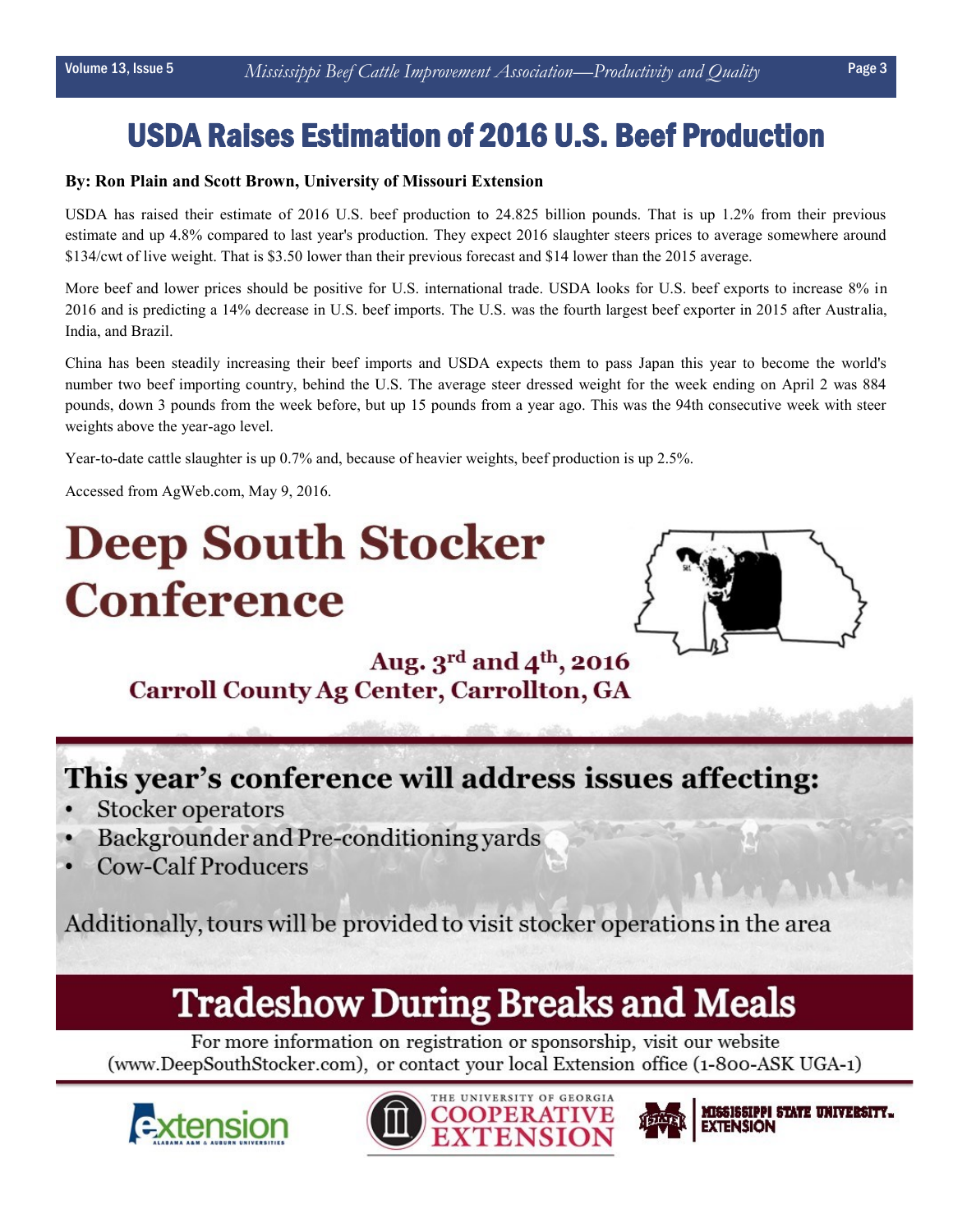# USDA Raises Estimation of 2016 U.S. Beef Production

**By: Ron Plain and Scott Brown, University of Missouri Extension**

USDA has raised their estimate of 2016 U.S. beef production to 24.825 billion pounds. That is up 1.2% from their previous estimate and up 4.8% compared to last year's production. They expect 2016 slaughter steers prices to average somewhere around $134/cwt of live weight. That is $3.50 lower than their previous forecast and $14 lower than the 2015 average.

More beef and lower prices should be positive for U.S. international trade. USDA looks for U.S. beef exports to increase 8% in 2016 and is predicting a 14% decrease in U.S. beef imports. The U.S. was the fourth largest beef exporter in 2015 after Australia, India, and Brazil.

China has been steadily increasing their beef imports and USDA expects them to pass Japan this year to become the world's number two beef importing country, behind the U.S. The average steer dressed weight for the week ending on April 2 was 884 pounds, down 3 pounds from the week before, but up 15 pounds from a year ago. This was the 94th consecutive week with steer weights above the year-ago level.

Year-to-date cattle slaughter is up 0.7% and, because of heavier weights, beef production is up 2.5%.

Accessed from AgWeb.com, May 9, 2016.

# Deep South Stocker Conference

**Aug. 3rd and 4th, 2016**
**Carroll County Ag Center, Carrollton, GA**

## This year's conference will address issues affecting:

- Stocker operators
- Backgrounder and Pre-conditioning yards
- Cow-Calf Producers

Additionally, tours will be provided to visit stocker operations in the area

## Tradeshow During Breaks and Meals

For more information on registration or sponsorship, visit our website (www.DeepSouthStocker.com), or contact your local Extension office (1-800-ASK UGA-1)

Extension — Alabama A&M & Auburn Universities | The University of Georgia Cooperative Extension | Mississippi State University Extension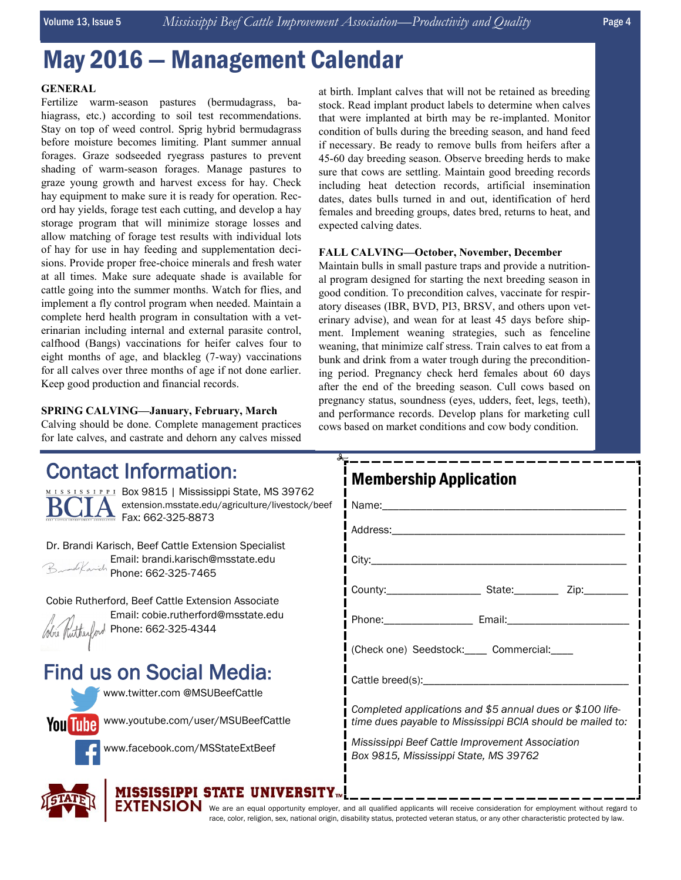# May 2016 — Management Calendar

**GENERAL**

Fertilize warm-season pastures (bermudagrass, bahiagrass, etc.) according to soil test recommendations. Stay on top of weed control. Sprig hybrid bermudagrass before moisture becomes limiting. Plant summer annual forages. Graze sodseeded ryegrass pastures to prevent shading of warm-season forages. Manage pastures to graze young growth and harvest excess for hay. Check hay equipment to make sure it is ready for operation. Record hay yields, forage test each cutting, and develop a hay storage program that will minimize storage losses and allow matching of forage test results with individual lots of hay for use in hay feeding and supplementation decisions. Provide proper free-choice minerals and fresh water at all times. Make sure adequate shade is available for cattle going into the summer months. Watch for flies, and implement a fly control program when needed. Maintain a complete herd health program in consultation with a veterinarian including internal and external parasite control, calfhood (Bangs) vaccinations for heifer calves four to eight months of age, and blackleg (7-way) vaccinations for all calves over three months of age if not done earlier. Keep good production and financial records.

**SPRING CALVING—January, February, March**

Calving should be done. Complete management practices for late calves, and castrate and dehorn any calves missed at birth. Implant calves that will not be retained as breeding stock. Read implant product labels to determine when calves that were implanted at birth may be re-implanted. Monitor condition of bulls during the breeding season, and hand feed if necessary. Be ready to remove bulls from heifers after a 45-60 day breeding season. Observe breeding herds to make sure that cows are settling. Maintain good breeding records including heat detection records, artificial insemination dates, dates bulls turned in and out, identification of herd females and breeding groups, dates bred, returns to heat, and expected calving dates.

**FALL CALVING—October, November, December**

Maintain bulls in small pasture traps and provide a nutritional program designed for starting the next breeding season in good condition. To precondition calves, vaccinate for respiratory diseases (IBR, BVD, PI3, BRSV, and others upon veterinary advise), and wean for at least 45 days before shipment. Implement weaning strategies, such as fenceline weaning, that minimize calf stress. Train calves to eat from a bunk and drink from a water trough during the preconditioning period. Pregnancy check herd females about 60 days after the end of the breeding season. Cull cows based on pregnancy status, soundness (eyes, udders, feet, legs, teeth), and performance records. Develop plans for marketing cull cows based on market conditions and cow body condition.

## Contact Information:

MISSISSIPPI BCIA BEEF CATTLE IMPROVEMENT ASSOCIATION

Box 9815 | Mississippi State, MS 39762
extension.msstate.edu/agriculture/livestock/beef
Fax: 662-325-8873

Dr. Brandi Karisch, Beef Cattle Extension Specialist
Email: brandi.karisch@msstate.edu
Phone: 662-325-7465

Cobie Rutherford, Beef Cattle Extension Associate
Email: cobie.rutherford@msstate.edu
Phone: 662-325-4344

## Find us on Social Media:

www.twitter.com @MSUBeefCattle

www.youtube.com/user/MSUBeefCattle

www.facebook.com/MSStateExtBeef

## Membership Application

Name:______________________________________

Address:____________________________________

City:_______________________________________

County:_______________ State:________ Zip:________

Phone:_______________ Email:____________________

(Check one) Seedstock:____ Commercial:____

Cattle breed(s):_______________________________

*Completed applications and $5 annual dues or $100 lifetime dues payable to Mississippi BCIA should be mailed to:*

*Mississippi Beef Cattle Improvement Association*
*Box 9815, Mississippi State, MS 39762*

MISSISSIPPI STATE UNIVERSITY™ EXTENSION

We are an equal opportunity employer, and all qualified applicants will receive consideration for employment without regard to race, color, religion, sex, national origin, disability status, protected veteran status, or any other characteristic protected by law.